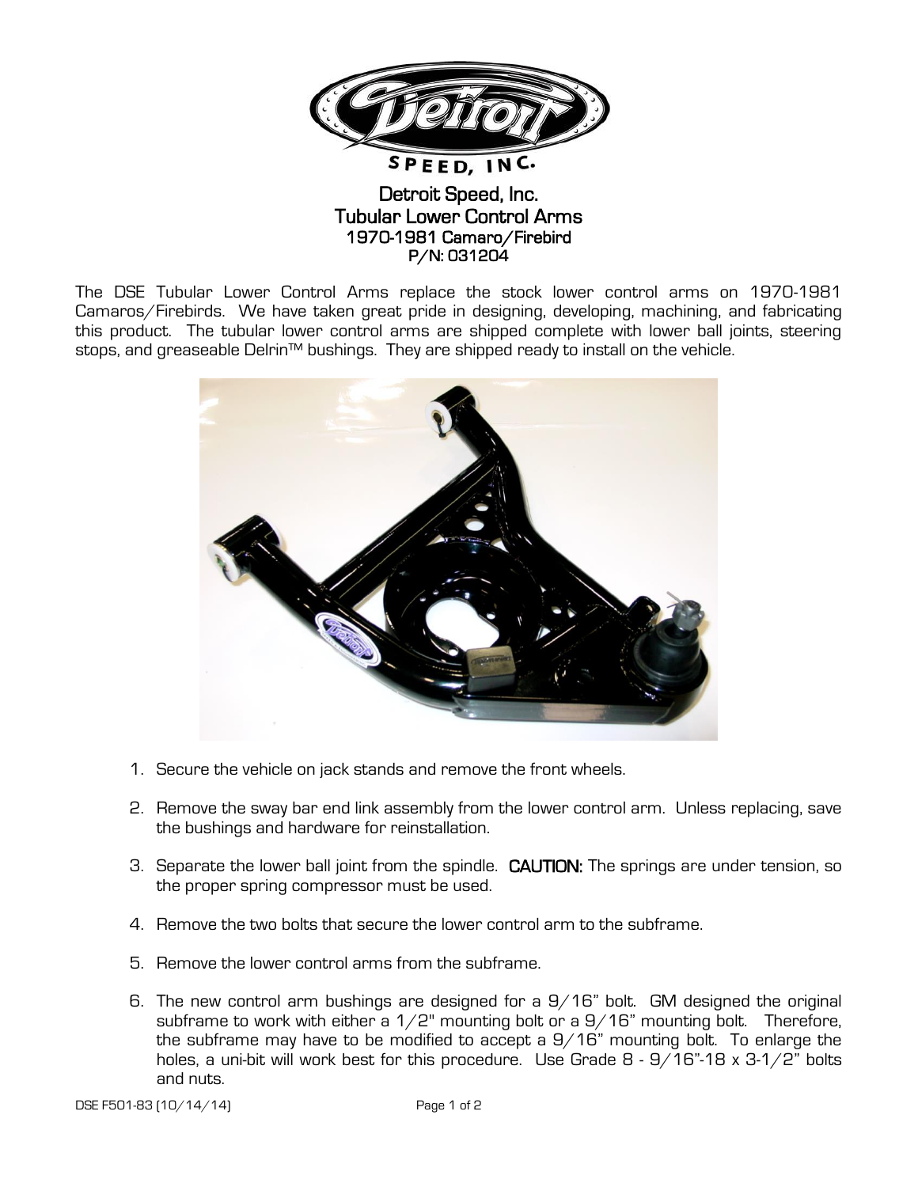# Detroit Speed, Inc.
## Tubular Lower Control Arms
### 1970-1981 Camaro/Firebird
### P/N: 031204

The DSE Tubular Lower Control Arms replace the stock lower control arms on 1970-1981 Camaros/Firebirds. We have taken great pride in designing, developing, machining, and fabricating this product. The tubular lower control arms are shipped complete with lower ball joints, steering stops, and greaseable Delrin™ bushings. They are shipped ready to install on the vehicle.

1. Secure the vehicle on jack stands and remove the front wheels.
2. Remove the sway bar end link assembly from the lower control arm. Unless replacing, save the bushings and hardware for reinstallation.
3. Separate the lower ball joint from the spindle. **CAUTION:** The springs are under tension, so the proper spring compressor must be used.
4. Remove the two bolts that secure the lower control arm to the subframe.
5. Remove the lower control arms from the subframe.
6. The new control arm bushings are designed for a 9/16" bolt. GM designed the original subframe to work with either a 1/2" mounting bolt or a 9/16" mounting bolt. Therefore, the subframe may have to be modified to accept a 9/16" mounting bolt. To enlarge the holes, a uni-bit will work best for this procedure. Use Grade 8 - 9/16"-18 x 3-1/2" bolts and nuts.

DSE F501-83 (10/14/14)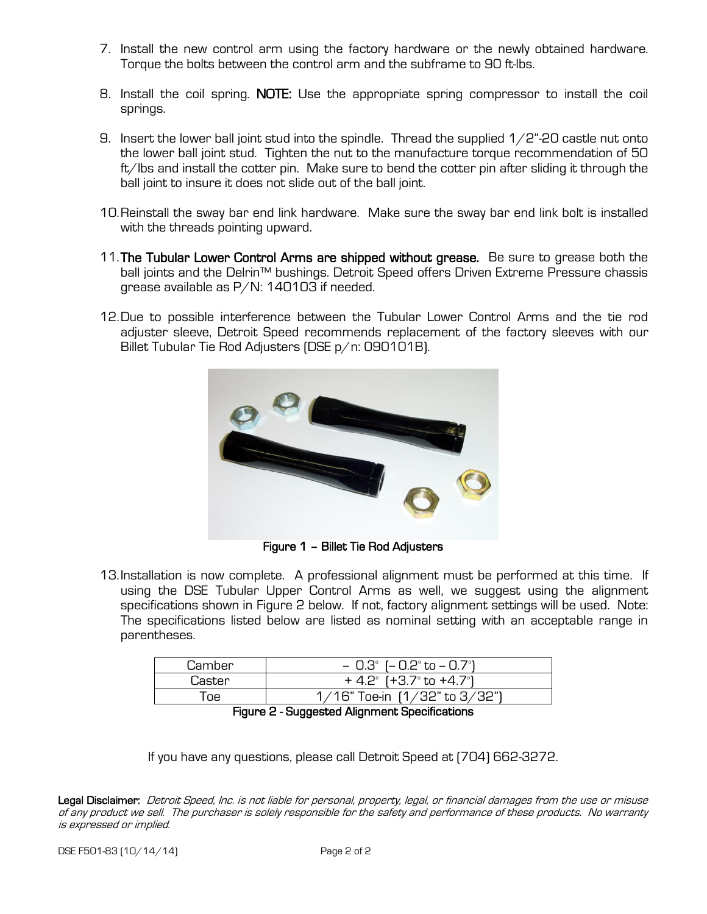7. Install the new control arm using the factory hardware or the newly obtained hardware. Torque the bolts between the control arm and the subframe to 90 ft-lbs.

8. Install the coil spring. **NOTE:** Use the appropriate spring compressor to install the coil springs.

9. Insert the lower ball joint stud into the spindle. Thread the supplied 1/2"-20 castle nut onto the lower ball joint stud. Tighten the nut to the manufacture torque recommendation of 50 ft/lbs and install the cotter pin. Make sure to bend the cotter pin after sliding it through the ball joint to insure it does not slide out of the ball joint.

10. Reinstall the sway bar end link hardware. Make sure the sway bar end link bolt is installed with the threads pointing upward.

11. **The Tubular Lower Control Arms are shipped without grease.** Be sure to grease both the ball joints and the Delrin™ bushings. Detroit Speed offers Driven Extreme Pressure chassis grease available as P/N: 140103 if needed.

12. Due to possible interference between the Tubular Lower Control Arms and the tie rod adjuster sleeve, Detroit Speed recommends replacement of the factory sleeves with our Billet Tubular Tie Rod Adjusters (DSE p/n: 090101B).

**Figure 1 – Billet Tie Rod Adjusters**

13. Installation is now complete. A professional alignment must be performed at this time. If using the DSE Tubular Upper Control Arms as well, we suggest using the alignment specifications shown in Figure 2 below. If not, factory alignment settings will be used. Note: The specifications listed below are listed as nominal setting with an acceptable range in parentheses.

| | |
|---|---|
| Camber | – 0.3° (– 0.2° to – 0.7°) |
| Caster | + 4.2° (+3.7° to +4.7°) |
| Toe | 1/16" Toe-in (1/32" to 3/32") |

**Figure 2 - Suggested Alignment Specifications**

If you have any questions, please call Detroit Speed at (704) 662-3272.

**Legal Disclaimer:** *Detroit Speed, Inc. is not liable for personal, property, legal, or financial damages from the use or misuse of any product we sell. The purchaser is solely responsible for the safety and performance of these products. No warranty is expressed or implied.*

DSE F501-83 (10/14/14)